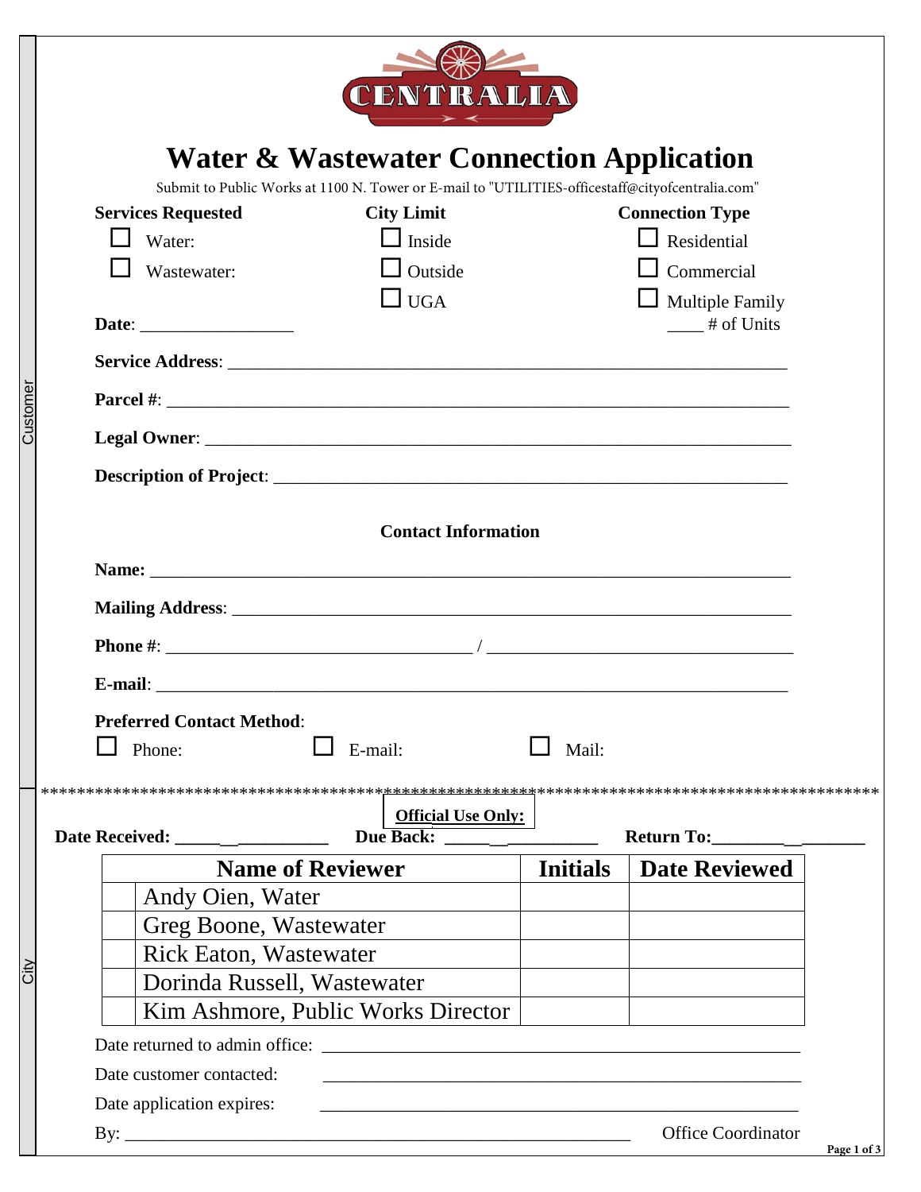CENTRALIA

# Water & Wastewater Connection Application

Submit to Public Works at 1100 N. Tower or E-mail to "UTILITIES-officestaff@cityofcentralia.com"

| Services Requested | City Limit | Connection Type |
|---|---|---|
| ☐ Water: | ☐ Inside | ☐ Residential |
| ☐ Wastewater: | ☐ Outside | ☐ Commercial |
| | ☐ UGA | ☐ Multiple Family |
| | | ____ # of Units |

**Date**: _________________

**Service Address**: ______________________________________________________________

**Parcel #**: ____________________________________________________________________

**Legal Owner**: _________________________________________________________________

**Description of Project**: _______________________________________________________

**Contact Information**

**Name:** _______________________________________________________________________

**Mailing Address**: ______________________________________________________________

**Phone #**: ___________________________________ / ___________________________________

**E-mail**: _____________________________________________________________________

**Preferred Contact Method**:

☐ Phone: ☐ E-mail: ☐ Mail:

*************************************************************************************************

**Official Use Only:**

**Date Received:** _____________ **Due Back:** _____________ **Return To:**_________________

| | Name of Reviewer | Initials | Date Reviewed |
|---|---|---|---|
| | Andy Oien, Water | | |
| | Greg Boone, Wastewater | | |
| | Rick Eaton, Wastewater | | |
| | Dorinda Russell, Wastewater | | |
| | Kim Ashmore, Public Works Director | | |

Date returned to admin office: ______________________________________________

Date customer contacted: ______________________________________________

Date application expires: ______________________________________________

By: __________________________________________________ Office Coordinator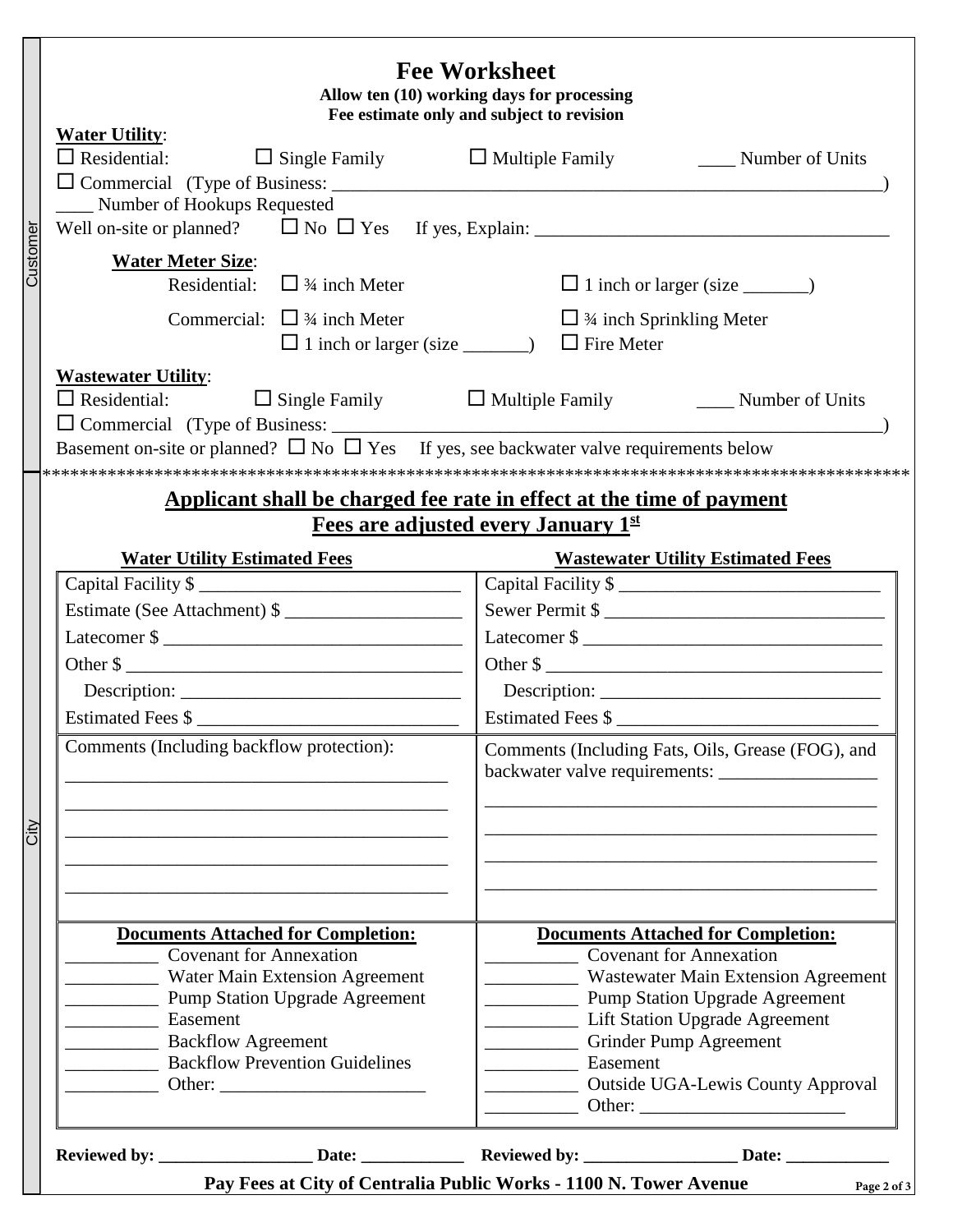# Fee Worksheet

**Allow ten (10) working days for processing**
**Fee estimate only and subject to revision**

Customer

**Water Utility**:

☐ Residential: ☐ Single Family ☐ Multiple Family ____ Number of Units

☐ Commercial (Type of Business: ________________________________________________)

____ Number of Hookups Requested

Well on-site or planned? ☐ No ☐ Yes If yes, Explain: ______________________________

**Water Meter Size**:

Residential: ☐ ¾ inch Meter ☐ 1 inch or larger (size _______)

Commercial: ☐ ¾ inch Meter ☐ ¾ inch Sprinkling Meter

☐ 1 inch or larger (size _______) ☐ Fire Meter

**Wastewater Utility**:

☐ Residential: ☐ Single Family ☐ Multiple Family ____ Number of Units

☐ Commercial (Type of Business: ________________________________________________)

Basement on-site or planned? ☐ No ☐ Yes If yes, see backwater valve requirements below

*****************************************************************************************

City

## Applicant shall be charged fee rate in effect at the time of payment

## Fees are adjusted every January 1st

| Water Utility Estimated Fees | Wastewater Utility Estimated Fees |
| --- | --- |
| Capital Facility $ __________________ | Capital Facility $ __________________ |
| Estimate (See Attachment) $ __________ | Sewer Permit $ __________________ |
| Latecomer $ __________________ | Latecomer $ __________________ |
| Other $ __________________ | Other $ __________________ |
| Description: __________________ | Description: __________________ |
| Estimated Fees $ __________________ | Estimated Fees $ __________________ |
| Comments (Including backflow protection): __________________ | Comments (Including Fats, Oils, Grease (FOG), and backwater valve requirements: __________________ |
| **Documents Attached for Completion:**<br>_________ Covenant for Annexation<br>_________ Water Main Extension Agreement<br>_________ Pump Station Upgrade Agreement<br>_________ Easement<br>_________ Backflow Agreement<br>_________ Backflow Prevention Guidelines<br>_________ Other: __________________ | **Documents Attached for Completion:**<br>_________ Covenant for Annexation<br>_________ Wastewater Main Extension Agreement<br>_________ Pump Station Upgrade Agreement<br>_________ Lift Station Upgrade Agreement<br>_________ Grinder Pump Agreement<br>_________ Easement<br>_________ Outside UGA-Lewis County Approval<br>_________ Other: __________________ |

**Reviewed by:** _______________ **Date:** __________ **Reviewed by:** _______________ **Date:** __________

**Pay Fees at City of Centralia Public Works - 1100 N. Tower Avenue**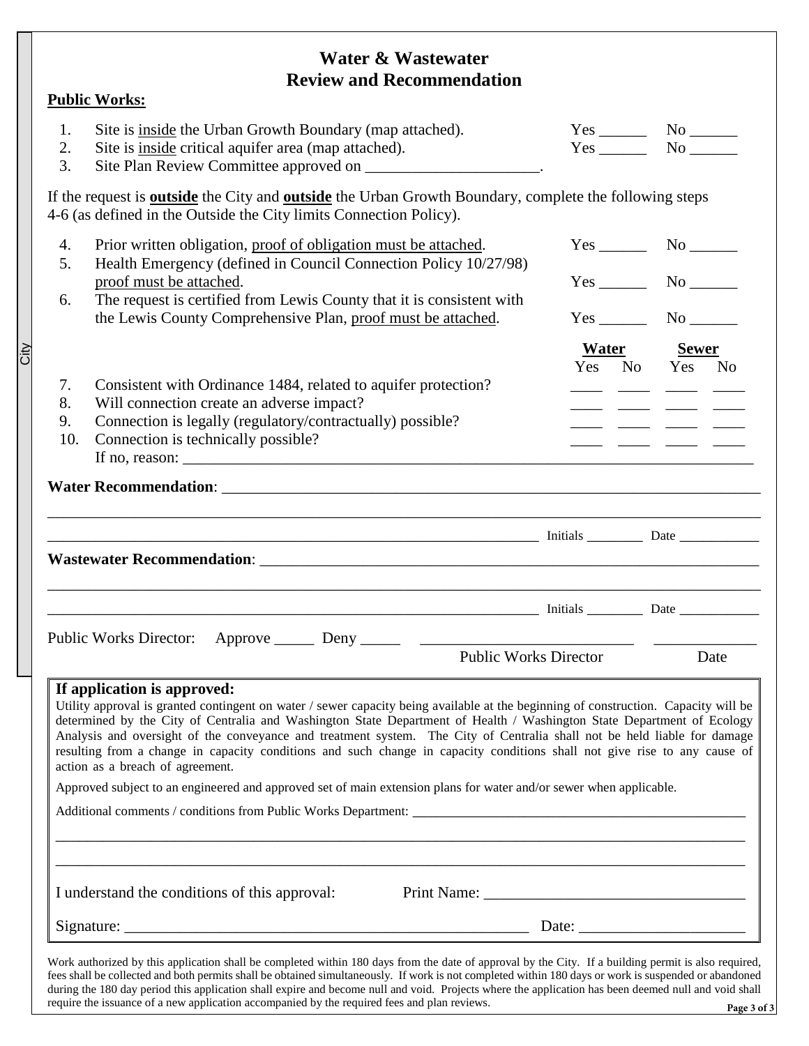# Water & Wastewater
## Review and Recommendation

**Public Works:**

1. Site is inside the Urban Growth Boundary (map attached). Yes ______ No ______
2. Site is inside critical aquifer area (map attached). Yes ______ No ______
3. Site Plan Review Committee approved on ______________________.

If the request is **outside** the City and **outside** the Urban Growth Boundary, complete the following steps 4-6 (as defined in the Outside the City limits Connection Policy).

4. Prior written obligation, proof of obligation must be attached. Yes ______ No ______
5. Health Emergency (defined in Council Connection Policy 10/27/98) proof must be attached. Yes ______ No ______
6. The request is certified from Lewis County that it is consistent with the Lewis County Comprehensive Plan, proof must be attached. Yes ______ No ______

| | Water | | Sewer | |
|---|---|---|---|---|
| | Yes | No | Yes | No |
| 7. Consistent with Ordinance 1484, related to aquifer protection? | ____ | ____ | ____ | ____ |
| 8. Will connection create an adverse impact? | ____ | ____ | ____ | ____ |
| 9. Connection is legally (regulatory/contractually) possible? | ____ | ____ | ____ | ____ |
| 10. Connection is technically possible? | ____ | ____ | ____ | ____ |

If no, reason: ____________________________________________________________

**Water Recommendation**: ____________________________________________________________

____________________________________________________________

____________________________________________________________ Initials ________ Date ___________

**Wastewater Recommendation**: ____________________________________________________________

____________________________________________________________

____________________________________________________________ Initials ________ Date ___________

Public Works Director: Approve _____ Deny _____ __________________________ _____________

Public Works Director Date

City

**If application is approved:**

Utility approval is granted contingent on water / sewer capacity being available at the beginning of construction. Capacity will be determined by the City of Centralia and Washington State Department of Health / Washington State Department of Ecology Analysis and oversight of the conveyance and treatment system. The City of Centralia shall not be held liable for damage resulting from a change in capacity conditions and such change in capacity conditions shall not give rise to any cause of action as a breach of agreement.

Approved subject to an engineered and approved set of main extension plans for water and/or sewer when applicable.

Additional comments / conditions from Public Works Department: ________________________________________________

____________________________________________________________

____________________________________________________________

I understand the conditions of this approval: Print Name: _________________________________

Signature: ____________________________________________________ Date: ____________________

Work authorized by this application shall be completed within 180 days from the date of approval by the City. If a building permit is also required, fees shall be collected and both permits shall be obtained simultaneously. If work is not completed within 180 days or work is suspended or abandoned during the 180 day period this application shall expire and become null and void. Projects where the application has been deemed null and void shall require the issuance of a new application accompanied by the required fees and plan reviews.